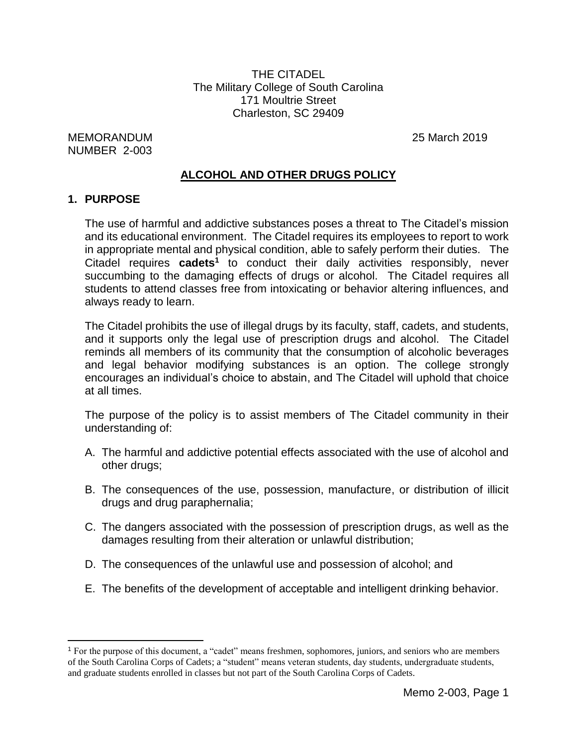THE CITADEL
The Military College of South Carolina
171 Moultrie Street
Charleston, SC 29409

MEMORANDUM
NUMBER 2-003

25 March 2019

# ALCOHOL AND OTHER DRUGS POLICY

## 1. PURPOSE

The use of harmful and addictive substances poses a threat to The Citadel's mission and its educational environment. The Citadel requires its employees to report to work in appropriate mental and physical condition, able to safely perform their duties. The Citadel requires **cadets**[1] to conduct their daily activities responsibly, never succumbing to the damaging effects of drugs or alcohol. The Citadel requires all students to attend classes free from intoxicating or behavior altering influences, and always ready to learn.

The Citadel prohibits the use of illegal drugs by its faculty, staff, cadets, and students, and it supports only the legal use of prescription drugs and alcohol. The Citadel reminds all members of its community that the consumption of alcoholic beverages and legal behavior modifying substances is an option. The college strongly encourages an individual's choice to abstain, and The Citadel will uphold that choice at all times.

The purpose of the policy is to assist members of The Citadel community in their understanding of:

A. The harmful and addictive potential effects associated with the use of alcohol and other drugs;

B. The consequences of the use, possession, manufacture, or distribution of illicit drugs and drug paraphernalia;

C. The dangers associated with the possession of prescription drugs, as well as the damages resulting from their alteration or unlawful distribution;

D. The consequences of the unlawful use and possession of alcohol; and

E. The benefits of the development of acceptable and intelligent drinking behavior.

[1] For the purpose of this document, a "cadet" means freshmen, sophomores, juniors, and seniors who are members of the South Carolina Corps of Cadets; a "student" means veteran students, day students, undergraduate students, and graduate students enrolled in classes but not part of the South Carolina Corps of Cadets.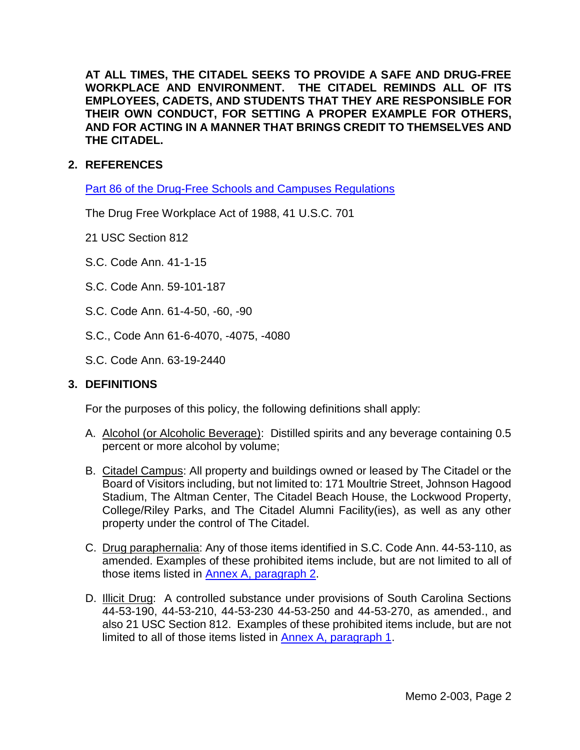**AT ALL TIMES, THE CITADEL SEEKS TO PROVIDE A SAFE AND DRUG-FREE WORKPLACE AND ENVIRONMENT. THE CITADEL REMINDS ALL OF ITS EMPLOYEES, CADETS, AND STUDENTS THAT THEY ARE RESPONSIBLE FOR THEIR OWN CONDUCT, FOR SETTING A PROPER EXAMPLE FOR OTHERS, AND FOR ACTING IN A MANNER THAT BRINGS CREDIT TO THEMSELVES AND THE CITADEL.**

## 2. REFERENCES

Part 86 of the Drug-Free Schools and Campuses Regulations

The Drug Free Workplace Act of 1988, 41 U.S.C. 701

21 USC Section 812

S.C. Code Ann. 41-1-15

S.C. Code Ann. 59-101-187

S.C. Code Ann. 61-4-50, -60, -90

S.C., Code Ann 61-6-4070, -4075, -4080

S.C. Code Ann. 63-19-2440

## 3. DEFINITIONS

For the purposes of this policy, the following definitions shall apply:

A. Alcohol (or Alcoholic Beverage): Distilled spirits and any beverage containing 0.5 percent or more alcohol by volume;

B. Citadel Campus: All property and buildings owned or leased by The Citadel or the Board of Visitors including, but not limited to: 171 Moultrie Street, Johnson Hagood Stadium, The Altman Center, The Citadel Beach House, the Lockwood Property, College/Riley Parks, and The Citadel Alumni Facility(ies), as well as any other property under the control of The Citadel.

C. Drug paraphernalia: Any of those items identified in S.C. Code Ann. 44-53-110, as amended. Examples of these prohibited items include, but are not limited to all of those items listed in Annex A, paragraph 2.

D. Illicit Drug: A controlled substance under provisions of South Carolina Sections 44-53-190, 44-53-210, 44-53-230 44-53-250 and 44-53-270, as amended., and also 21 USC Section 812. Examples of these prohibited items include, but are not limited to all of those items listed in Annex A, paragraph 1.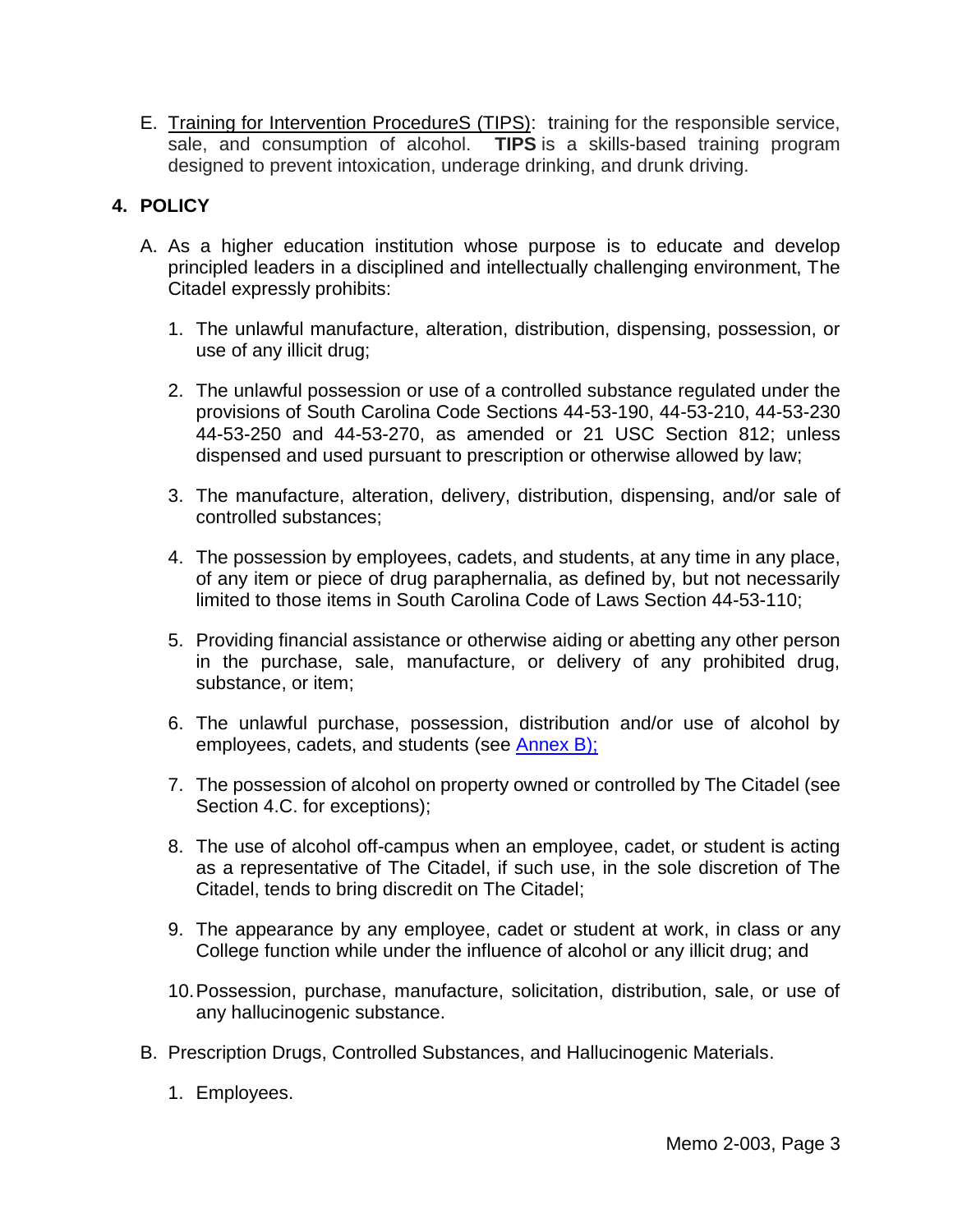E. Training for Intervention ProcedureS (TIPS): training for the responsible service, sale, and consumption of alcohol. **TIPS** is a skills-based training program designed to prevent intoxication, underage drinking, and drunk driving.

## 4. POLICY

A. As a higher education institution whose purpose is to educate and develop principled leaders in a disciplined and intellectually challenging environment, The Citadel expressly prohibits:

1. The unlawful manufacture, alteration, distribution, dispensing, possession, or use of any illicit drug;

2. The unlawful possession or use of a controlled substance regulated under the provisions of South Carolina Code Sections 44-53-190, 44-53-210, 44-53-230 44-53-250 and 44-53-270, as amended or 21 USC Section 812; unless dispensed and used pursuant to prescription or otherwise allowed by law;

3. The manufacture, alteration, delivery, distribution, dispensing, and/or sale of controlled substances;

4. The possession by employees, cadets, and students, at any time in any place, of any item or piece of drug paraphernalia, as defined by, but not necessarily limited to those items in South Carolina Code of Laws Section 44-53-110;

5. Providing financial assistance or otherwise aiding or abetting any other person in the purchase, sale, manufacture, or delivery of any prohibited drug, substance, or item;

6. The unlawful purchase, possession, distribution and/or use of alcohol by employees, cadets, and students (see Annex B);

7. The possession of alcohol on property owned or controlled by The Citadel (see Section 4.C. for exceptions);

8. The use of alcohol off-campus when an employee, cadet, or student is acting as a representative of The Citadel, if such use, in the sole discretion of The Citadel, tends to bring discredit on The Citadel;

9. The appearance by any employee, cadet or student at work, in class or any College function while under the influence of alcohol or any illicit drug; and

10. Possession, purchase, manufacture, solicitation, distribution, sale, or use of any hallucinogenic substance.

B. Prescription Drugs, Controlled Substances, and Hallucinogenic Materials.

1. Employees.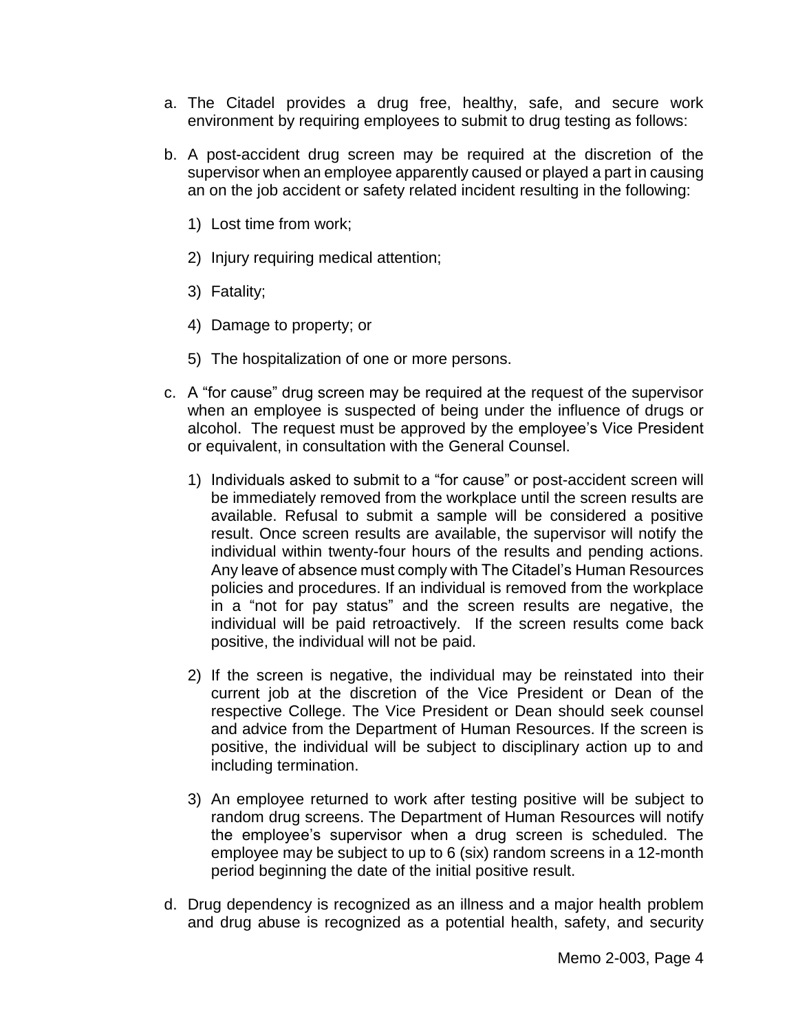a. The Citadel provides a drug free, healthy, safe, and secure work environment by requiring employees to submit to drug testing as follows:

b. A post-accident drug screen may be required at the discretion of the supervisor when an employee apparently caused or played a part in causing an on the job accident or safety related incident resulting in the following:

   1) Lost time from work;

   2) Injury requiring medical attention;

   3) Fatality;

   4) Damage to property; or

   5) The hospitalization of one or more persons.

c. A "for cause" drug screen may be required at the request of the supervisor when an employee is suspected of being under the influence of drugs or alcohol. The request must be approved by the employee's Vice President or equivalent, in consultation with the General Counsel.

   1) Individuals asked to submit to a "for cause" or post-accident screen will be immediately removed from the workplace until the screen results are available. Refusal to submit a sample will be considered a positive result. Once screen results are available, the supervisor will notify the individual within twenty-four hours of the results and pending actions. Any leave of absence must comply with The Citadel's Human Resources policies and procedures. If an individual is removed from the workplace in a "not for pay status" and the screen results are negative, the individual will be paid retroactively. If the screen results come back positive, the individual will not be paid.

   2) If the screen is negative, the individual may be reinstated into their current job at the discretion of the Vice President or Dean of the respective College. The Vice President or Dean should seek counsel and advice from the Department of Human Resources. If the screen is positive, the individual will be subject to disciplinary action up to and including termination.

   3) An employee returned to work after testing positive will be subject to random drug screens. The Department of Human Resources will notify the employee's supervisor when a drug screen is scheduled. The employee may be subject to up to 6 (six) random screens in a 12-month period beginning the date of the initial positive result.

d. Drug dependency is recognized as an illness and a major health problem and drug abuse is recognized as a potential health, safety, and security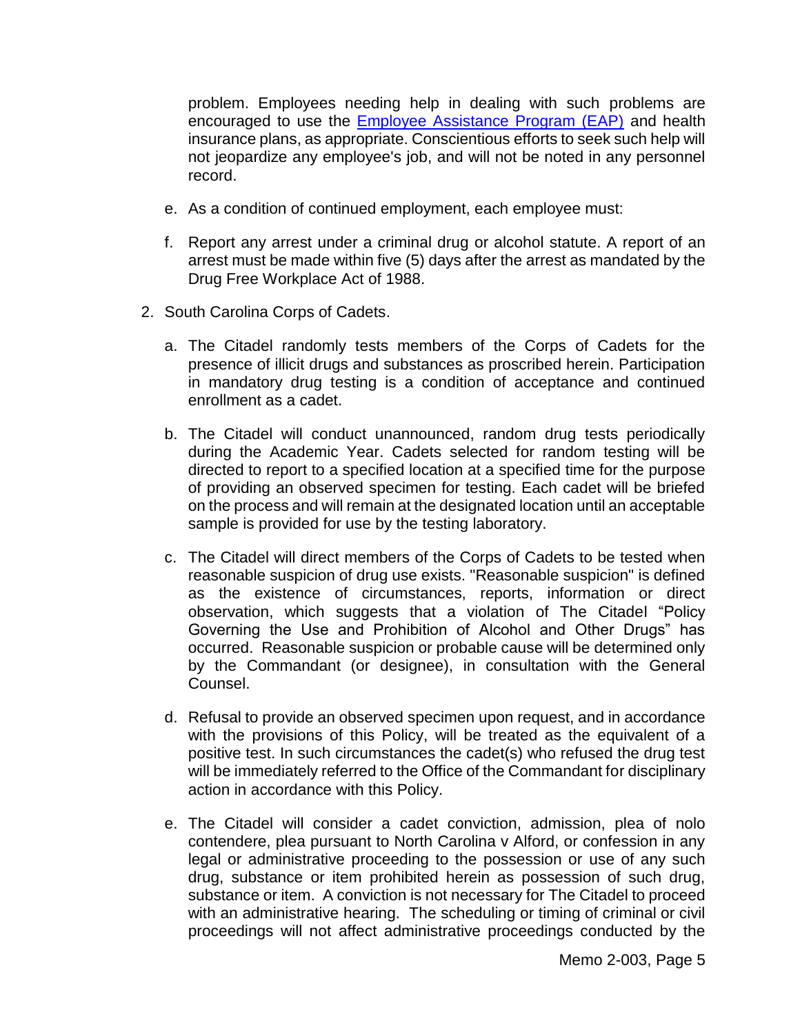problem. Employees needing help in dealing with such problems are encouraged to use the [Employee Assistance Program (EAP)]() and health insurance plans, as appropriate. Conscientious efforts to seek such help will not jeopardize any employee's job, and will not be noted in any personnel record.

e. As a condition of continued employment, each employee must:

f. Report any arrest under a criminal drug or alcohol statute. A report of an arrest must be made within five (5) days after the arrest as mandated by the Drug Free Workplace Act of 1988.

2. South Carolina Corps of Cadets.

   a. The Citadel randomly tests members of the Corps of Cadets for the presence of illicit drugs and substances as proscribed herein. Participation in mandatory drug testing is a condition of acceptance and continued enrollment as a cadet.

   b. The Citadel will conduct unannounced, random drug tests periodically during the Academic Year. Cadets selected for random testing will be directed to report to a specified location at a specified time for the purpose of providing an observed specimen for testing. Each cadet will be briefed on the process and will remain at the designated location until an acceptable sample is provided for use by the testing laboratory.

   c. The Citadel will direct members of the Corps of Cadets to be tested when reasonable suspicion of drug use exists. "Reasonable suspicion" is defined as the existence of circumstances, reports, information or direct observation, which suggests that a violation of The Citadel "Policy Governing the Use and Prohibition of Alcohol and Other Drugs" has occurred. Reasonable suspicion or probable cause will be determined only by the Commandant (or designee), in consultation with the General Counsel.

   d. Refusal to provide an observed specimen upon request, and in accordance with the provisions of this Policy, will be treated as the equivalent of a positive test. In such circumstances the cadet(s) who refused the drug test will be immediately referred to the Office of the Commandant for disciplinary action in accordance with this Policy.

   e. The Citadel will consider a cadet conviction, admission, plea of nolo contendere, plea pursuant to North Carolina v Alford, or confession in any legal or administrative proceeding to the possession or use of any such drug, substance or item prohibited herein as possession of such drug, substance or item. A conviction is not necessary for The Citadel to proceed with an administrative hearing. The scheduling or timing of criminal or civil proceedings will not affect administrative proceedings conducted by the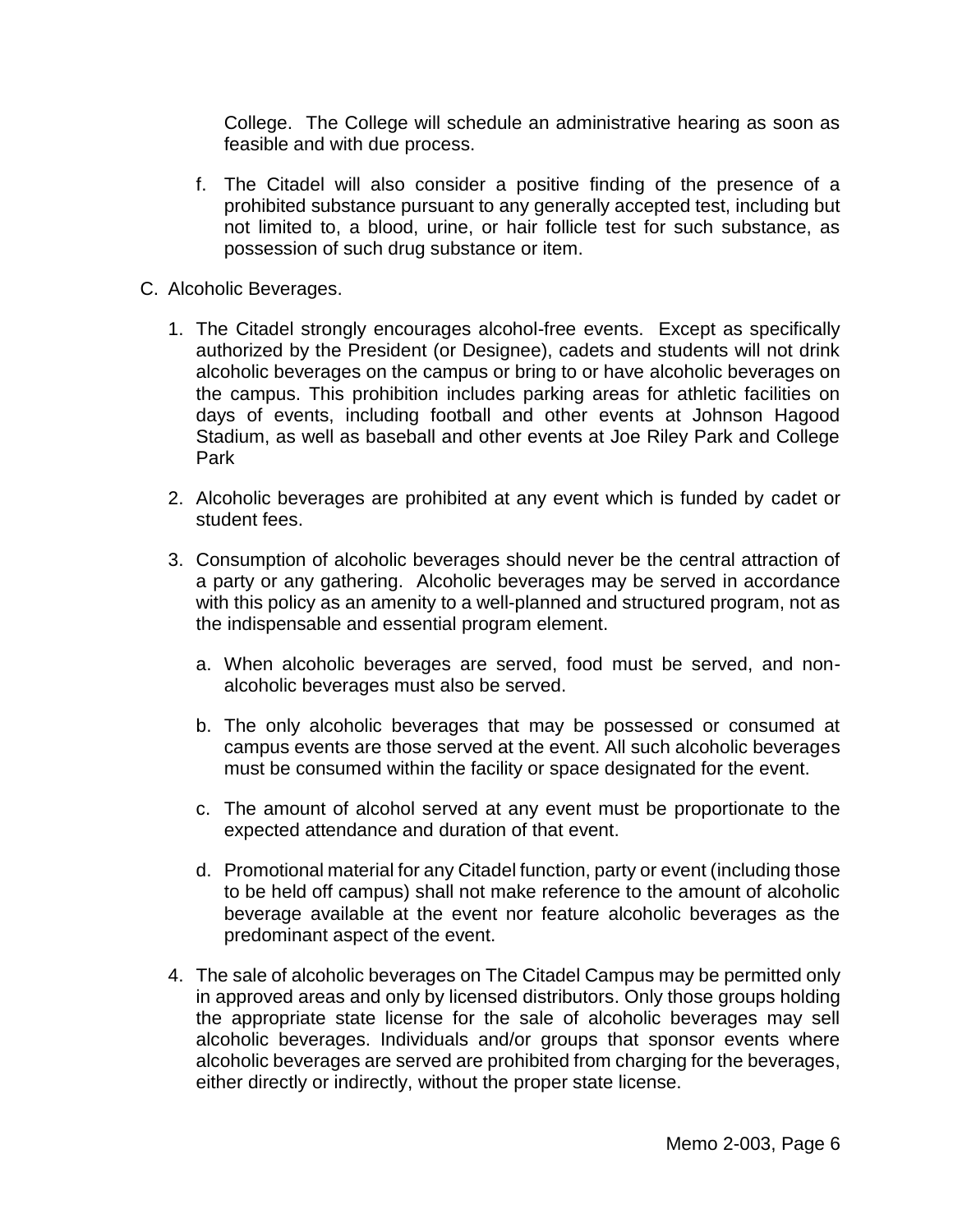College. The College will schedule an administrative hearing as soon as feasible and with due process.

f. The Citadel will also consider a positive finding of the presence of a prohibited substance pursuant to any generally accepted test, including but not limited to, a blood, urine, or hair follicle test for such substance, as possession of such drug substance or item.

C. Alcoholic Beverages.

1. The Citadel strongly encourages alcohol-free events. Except as specifically authorized by the President (or Designee), cadets and students will not drink alcoholic beverages on the campus or bring to or have alcoholic beverages on the campus. This prohibition includes parking areas for athletic facilities on days of events, including football and other events at Johnson Hagood Stadium, as well as baseball and other events at Joe Riley Park and College Park

2. Alcoholic beverages are prohibited at any event which is funded by cadet or student fees.

3. Consumption of alcoholic beverages should never be the central attraction of a party or any gathering. Alcoholic beverages may be served in accordance with this policy as an amenity to a well-planned and structured program, not as the indispensable and essential program element.

   a. When alcoholic beverages are served, food must be served, and non-alcoholic beverages must also be served.

   b. The only alcoholic beverages that may be possessed or consumed at campus events are those served at the event. All such alcoholic beverages must be consumed within the facility or space designated for the event.

   c. The amount of alcohol served at any event must be proportionate to the expected attendance and duration of that event.

   d. Promotional material for any Citadel function, party or event (including those to be held off campus) shall not make reference to the amount of alcoholic beverage available at the event nor feature alcoholic beverages as the predominant aspect of the event.

4. The sale of alcoholic beverages on The Citadel Campus may be permitted only in approved areas and only by licensed distributors. Only those groups holding the appropriate state license for the sale of alcoholic beverages may sell alcoholic beverages. Individuals and/or groups that sponsor events where alcoholic beverages are served are prohibited from charging for the beverages, either directly or indirectly, without the proper state license.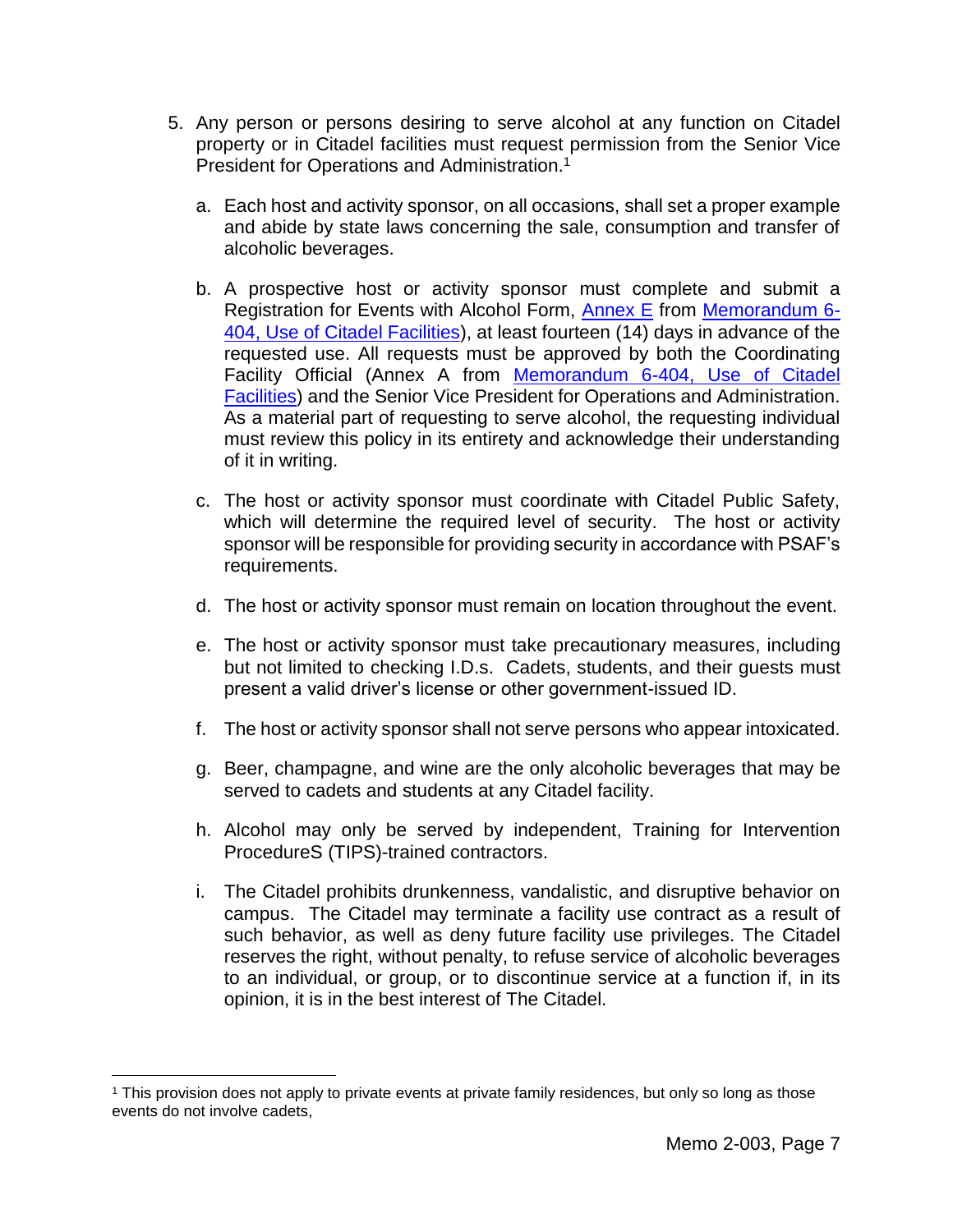5. Any person or persons desiring to serve alcohol at any function on Citadel property or in Citadel facilities must request permission from the Senior Vice President for Operations and Administration.[1]

   a. Each host and activity sponsor, on all occasions, shall set a proper example and abide by state laws concerning the sale, consumption and transfer of alcoholic beverages.

   b. A prospective host or activity sponsor must complete and submit a Registration for Events with Alcohol Form, Annex E from Memorandum 6-404, Use of Citadel Facilities), at least fourteen (14) days in advance of the requested use. All requests must be approved by both the Coordinating Facility Official (Annex A from Memorandum 6-404, Use of Citadel Facilities) and the Senior Vice President for Operations and Administration. As a material part of requesting to serve alcohol, the requesting individual must review this policy in its entirety and acknowledge their understanding of it in writing.

   c. The host or activity sponsor must coordinate with Citadel Public Safety, which will determine the required level of security. The host or activity sponsor will be responsible for providing security in accordance with PSAF's requirements.

   d. The host or activity sponsor must remain on location throughout the event.

   e. The host or activity sponsor must take precautionary measures, including but not limited to checking I.D.s. Cadets, students, and their guests must present a valid driver's license or other government-issued ID.

   f. The host or activity sponsor shall not serve persons who appear intoxicated.

   g. Beer, champagne, and wine are the only alcoholic beverages that may be served to cadets and students at any Citadel facility.

   h. Alcohol may only be served by independent, Training for Intervention ProcedureS (TIPS)-trained contractors.

   i. The Citadel prohibits drunkenness, vandalistic, and disruptive behavior on campus. The Citadel may terminate a facility use contract as a result of such behavior, as well as deny future facility use privileges. The Citadel reserves the right, without penalty, to refuse service of alcoholic beverages to an individual, or group, or to discontinue service at a function if, in its opinion, it is in the best interest of The Citadel.

---

[1] This provision does not apply to private events at private family residences, but only so long as those events do not involve cadets,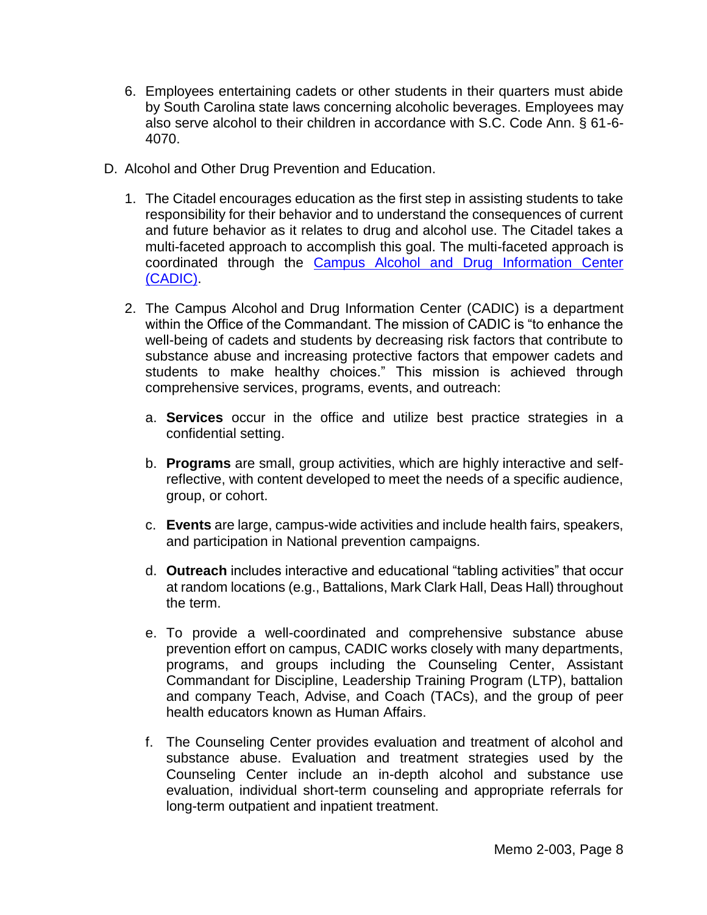6. Employees entertaining cadets or other students in their quarters must abide by South Carolina state laws concerning alcoholic beverages. Employees may also serve alcohol to their children in accordance with S.C. Code Ann. § 61-6-4070.

D. Alcohol and Other Drug Prevention and Education.

1. The Citadel encourages education as the first step in assisting students to take responsibility for their behavior and to understand the consequences of current and future behavior as it relates to drug and alcohol use. The Citadel takes a multi-faceted approach to accomplish this goal. The multi-faceted approach is coordinated through the [Campus Alcohol and Drug Information Center (CADIC)](#).

2. The Campus Alcohol and Drug Information Center (CADIC) is a department within the Office of the Commandant. The mission of CADIC is "to enhance the well-being of cadets and students by decreasing risk factors that contribute to substance abuse and increasing protective factors that empower cadets and students to make healthy choices." This mission is achieved through comprehensive services, programs, events, and outreach:

   a. **Services** occur in the office and utilize best practice strategies in a confidential setting.

   b. **Programs** are small, group activities, which are highly interactive and self-reflective, with content developed to meet the needs of a specific audience, group, or cohort.

   c. **Events** are large, campus-wide activities and include health fairs, speakers, and participation in National prevention campaigns.

   d. **Outreach** includes interactive and educational "tabling activities" that occur at random locations (e.g., Battalions, Mark Clark Hall, Deas Hall) throughout the term.

   e. To provide a well-coordinated and comprehensive substance abuse prevention effort on campus, CADIC works closely with many departments, programs, and groups including the Counseling Center, Assistant Commandant for Discipline, Leadership Training Program (LTP), battalion and company Teach, Advise, and Coach (TACs), and the group of peer health educators known as Human Affairs.

   f. The Counseling Center provides evaluation and treatment of alcohol and substance abuse. Evaluation and treatment strategies used by the Counseling Center include an in-depth alcohol and substance use evaluation, individual short-term counseling and appropriate referrals for long-term outpatient and inpatient treatment.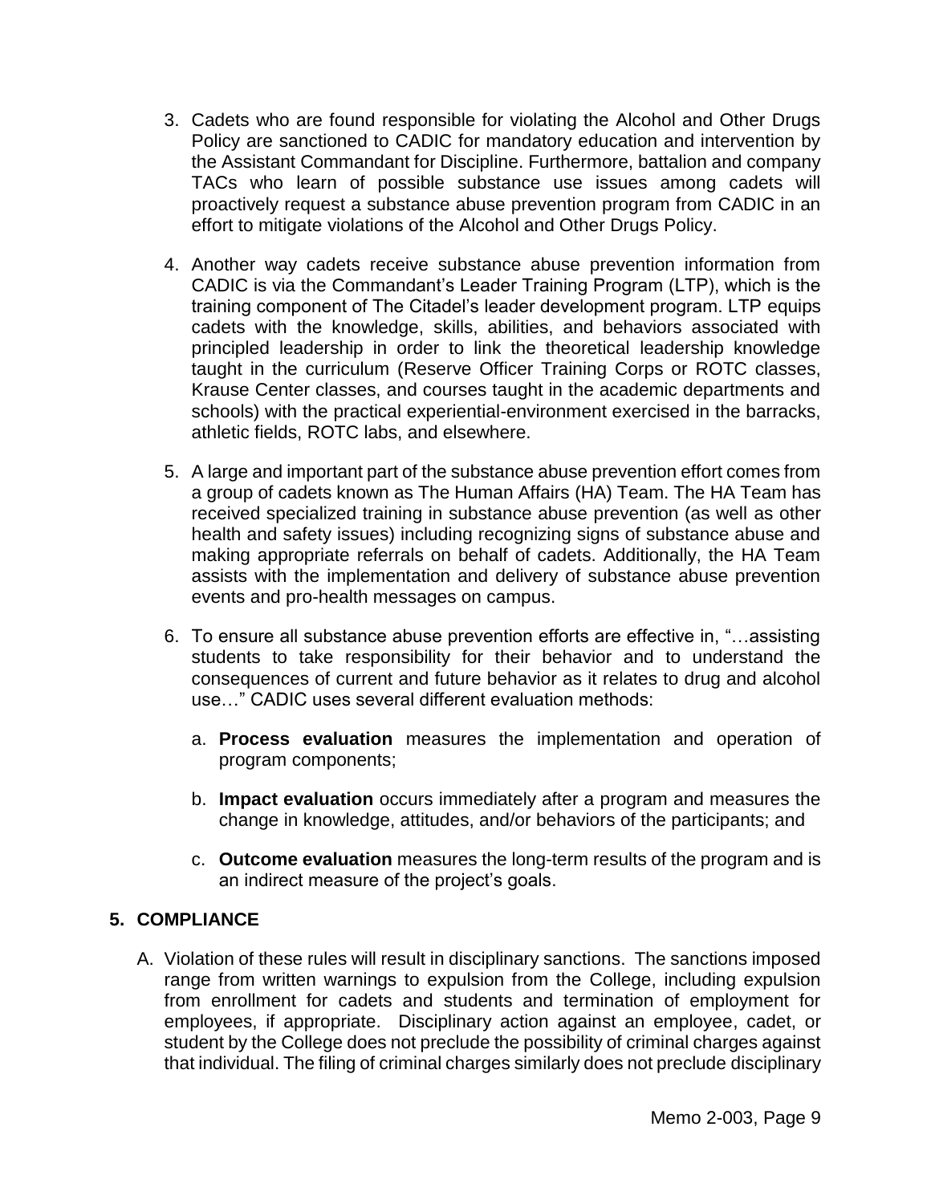3. Cadets who are found responsible for violating the Alcohol and Other Drugs Policy are sanctioned to CADIC for mandatory education and intervention by the Assistant Commandant for Discipline. Furthermore, battalion and company TACs who learn of possible substance use issues among cadets will proactively request a substance abuse prevention program from CADIC in an effort to mitigate violations of the Alcohol and Other Drugs Policy.

4. Another way cadets receive substance abuse prevention information from CADIC is via the Commandant's Leader Training Program (LTP), which is the training component of The Citadel's leader development program. LTP equips cadets with the knowledge, skills, abilities, and behaviors associated with principled leadership in order to link the theoretical leadership knowledge taught in the curriculum (Reserve Officer Training Corps or ROTC classes, Krause Center classes, and courses taught in the academic departments and schools) with the practical experiential-environment exercised in the barracks, athletic fields, ROTC labs, and elsewhere.

5. A large and important part of the substance abuse prevention effort comes from a group of cadets known as The Human Affairs (HA) Team. The HA Team has received specialized training in substance abuse prevention (as well as other health and safety issues) including recognizing signs of substance abuse and making appropriate referrals on behalf of cadets. Additionally, the HA Team assists with the implementation and delivery of substance abuse prevention events and pro-health messages on campus.

6. To ensure all substance abuse prevention efforts are effective in, "…assisting students to take responsibility for their behavior and to understand the consequences of current and future behavior as it relates to drug and alcohol use…" CADIC uses several different evaluation methods:

   a. **Process evaluation** measures the implementation and operation of program components;

   b. **Impact evaluation** occurs immediately after a program and measures the change in knowledge, attitudes, and/or behaviors of the participants; and

   c. **Outcome evaluation** measures the long-term results of the program and is an indirect measure of the project's goals.

## 5. COMPLIANCE

A. Violation of these rules will result in disciplinary sanctions. The sanctions imposed range from written warnings to expulsion from the College, including expulsion from enrollment for cadets and students and termination of employment for employees, if appropriate. Disciplinary action against an employee, cadet, or student by the College does not preclude the possibility of criminal charges against that individual. The filing of criminal charges similarly does not preclude disciplinary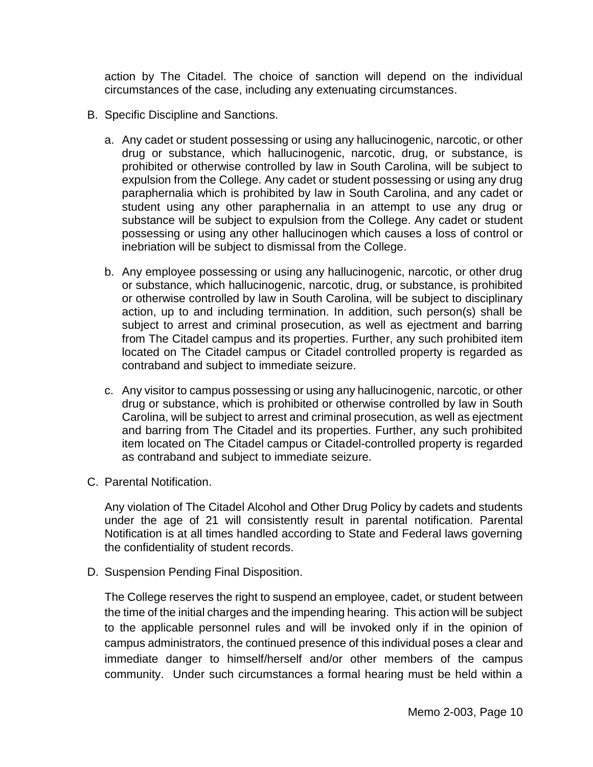action by The Citadel. The choice of sanction will depend on the individual circumstances of the case, including any extenuating circumstances.

B. Specific Discipline and Sanctions.

   a. Any cadet or student possessing or using any hallucinogenic, narcotic, or other drug or substance, which hallucinogenic, narcotic, drug, or substance, is prohibited or otherwise controlled by law in South Carolina, will be subject to expulsion from the College. Any cadet or student possessing or using any drug paraphernalia which is prohibited by law in South Carolina, and any cadet or student using any other paraphernalia in an attempt to use any drug or substance will be subject to expulsion from the College. Any cadet or student possessing or using any other hallucinogen which causes a loss of control or inebriation will be subject to dismissal from the College.

   b. Any employee possessing or using any hallucinogenic, narcotic, or other drug or substance, which hallucinogenic, narcotic, drug, or substance, is prohibited or otherwise controlled by law in South Carolina, will be subject to disciplinary action, up to and including termination. In addition, such person(s) shall be subject to arrest and criminal prosecution, as well as ejectment and barring from The Citadel campus and its properties. Further, any such prohibited item located on The Citadel campus or Citadel controlled property is regarded as contraband and subject to immediate seizure.

   c. Any visitor to campus possessing or using any hallucinogenic, narcotic, or other drug or substance, which is prohibited or otherwise controlled by law in South Carolina, will be subject to arrest and criminal prosecution, as well as ejectment and barring from The Citadel and its properties. Further, any such prohibited item located on The Citadel campus or Citadel-controlled property is regarded as contraband and subject to immediate seizure.

C. Parental Notification.

   Any violation of The Citadel Alcohol and Other Drug Policy by cadets and students under the age of 21 will consistently result in parental notification. Parental Notification is at all times handled according to State and Federal laws governing the confidentiality of student records.

D. Suspension Pending Final Disposition.

   The College reserves the right to suspend an employee, cadet, or student between the time of the initial charges and the impending hearing. This action will be subject to the applicable personnel rules and will be invoked only if in the opinion of campus administrators, the continued presence of this individual poses a clear and immediate danger to himself/herself and/or other members of the campus community. Under such circumstances a formal hearing must be held within a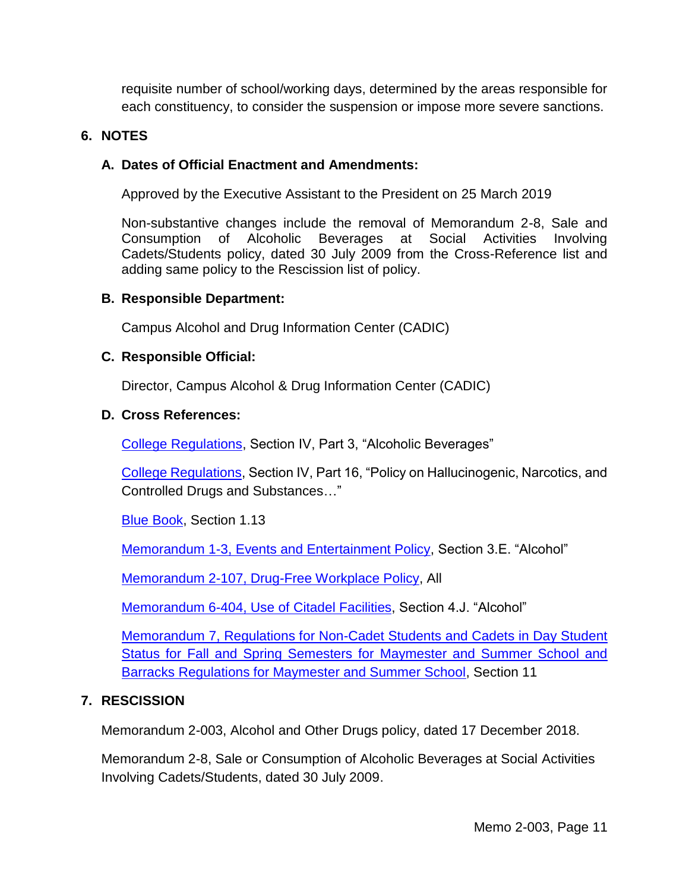requisite number of school/working days, determined by the areas responsible for each constituency, to consider the suspension or impose more severe sanctions.

## 6. NOTES

### A. Dates of Official Enactment and Amendments:

Approved by the Executive Assistant to the President on 25 March 2019

Non-substantive changes include the removal of Memorandum 2-8, Sale and Consumption of Alcoholic Beverages at Social Activities Involving Cadets/Students policy, dated 30 July 2009 from the Cross-Reference list and adding same policy to the Rescission list of policy.

### B. Responsible Department:

Campus Alcohol and Drug Information Center (CADIC)

### C. Responsible Official:

Director, Campus Alcohol & Drug Information Center (CADIC)

### D. Cross References:

College Regulations, Section IV, Part 3, "Alcoholic Beverages"

College Regulations, Section IV, Part 16, "Policy on Hallucinogenic, Narcotics, and Controlled Drugs and Substances…"

Blue Book, Section 1.13

Memorandum 1-3, Events and Entertainment Policy, Section 3.E. "Alcohol"

Memorandum 2-107, Drug-Free Workplace Policy, All

Memorandum 6-404, Use of Citadel Facilities, Section 4.J. "Alcohol"

Memorandum 7, Regulations for Non-Cadet Students and Cadets in Day Student Status for Fall and Spring Semesters for Maymester and Summer School and Barracks Regulations for Maymester and Summer School, Section 11

## 7. RESCISSION

Memorandum 2-003, Alcohol and Other Drugs policy, dated 17 December 2018.

Memorandum 2-8, Sale or Consumption of Alcoholic Beverages at Social Activities Involving Cadets/Students, dated 30 July 2009.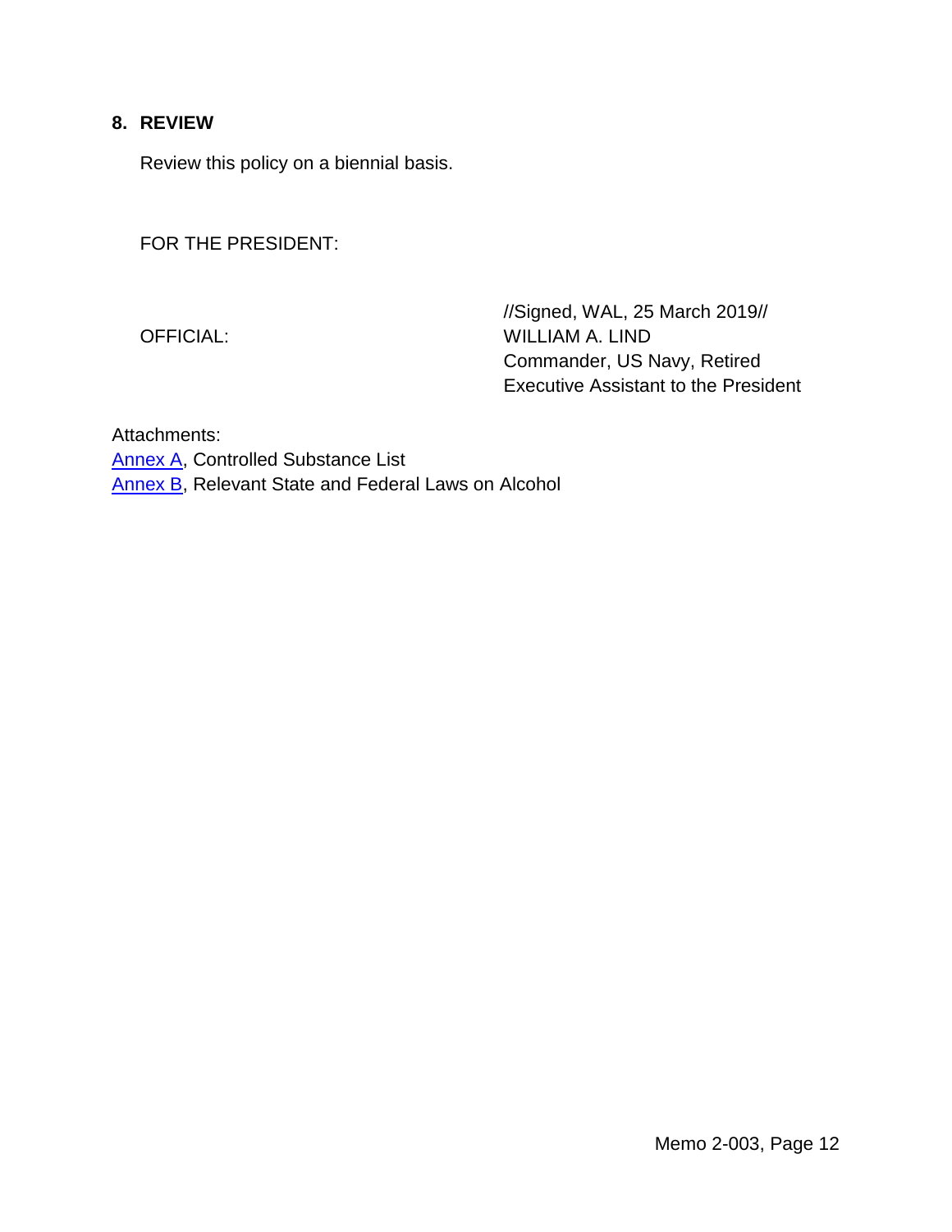## 8. REVIEW

Review this policy on a biennial basis.

FOR THE PRESIDENT:

OFFICIAL:

//Signed, WAL, 25 March 2019//
WILLIAM A. LIND
Commander, US Navy, Retired
Executive Assistant to the President

Attachments:
Annex A, Controlled Substance List
Annex B, Relevant State and Federal Laws on Alcohol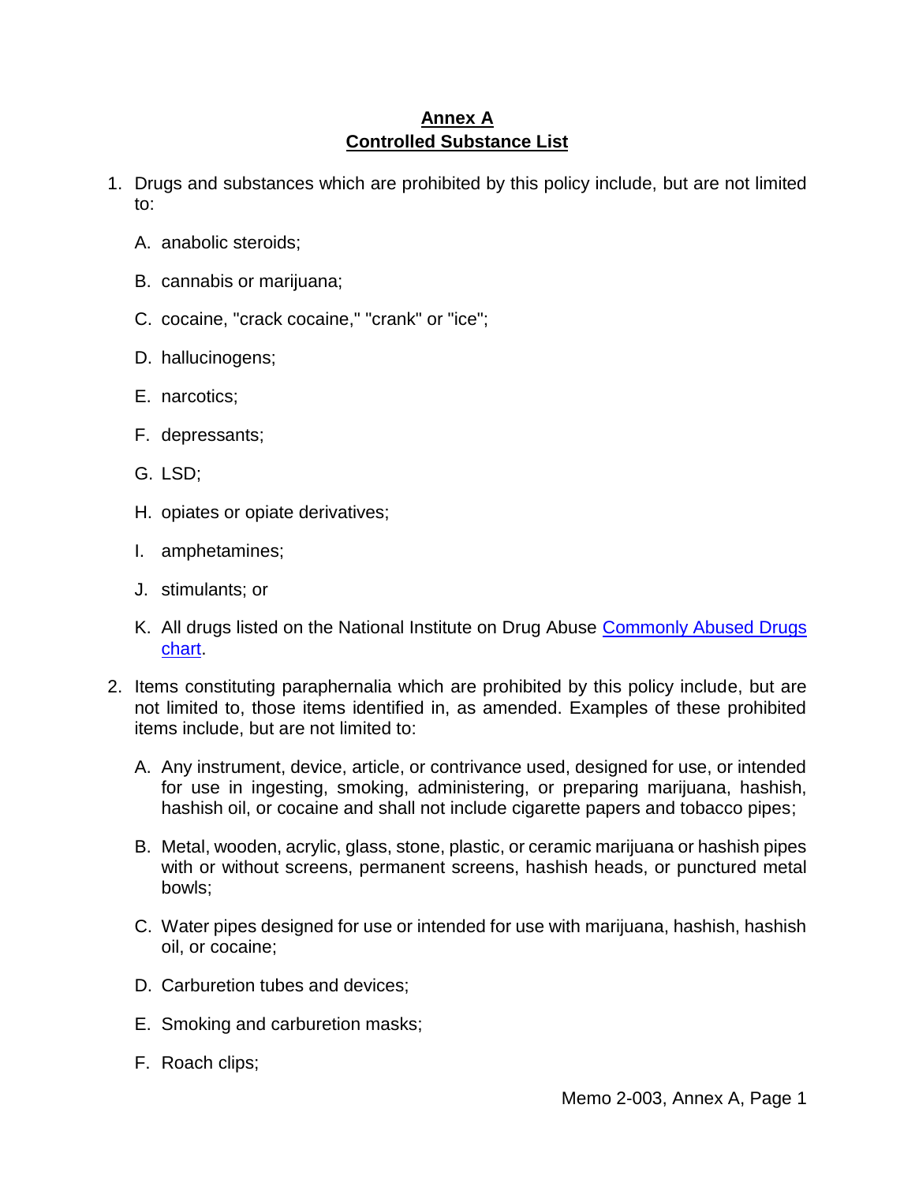# Annex A
## Controlled Substance List

1. Drugs and substances which are prohibited by this policy include, but are not limited to:

   A. anabolic steroids;

   B. cannabis or marijuana;

   C. cocaine, "crack cocaine," "crank" or "ice";

   D. hallucinogens;

   E. narcotics;

   F. depressants;

   G. LSD;

   H. opiates or opiate derivatives;

   I. amphetamines;

   J. stimulants; or

   K. All drugs listed on the National Institute on Drug Abuse [Commonly Abused Drugs chart]().

2. Items constituting paraphernalia which are prohibited by this policy include, but are not limited to, those items identified in, as amended. Examples of these prohibited items include, but are not limited to:

   A. Any instrument, device, article, or contrivance used, designed for use, or intended for use in ingesting, smoking, administering, or preparing marijuana, hashish, hashish oil, or cocaine and shall not include cigarette papers and tobacco pipes;

   B. Metal, wooden, acrylic, glass, stone, plastic, or ceramic marijuana or hashish pipes with or without screens, permanent screens, hashish heads, or punctured metal bowls;

   C. Water pipes designed for use or intended for use with marijuana, hashish, hashish oil, or cocaine;

   D. Carburetion tubes and devices;

   E. Smoking and carburetion masks;

   F. Roach clips;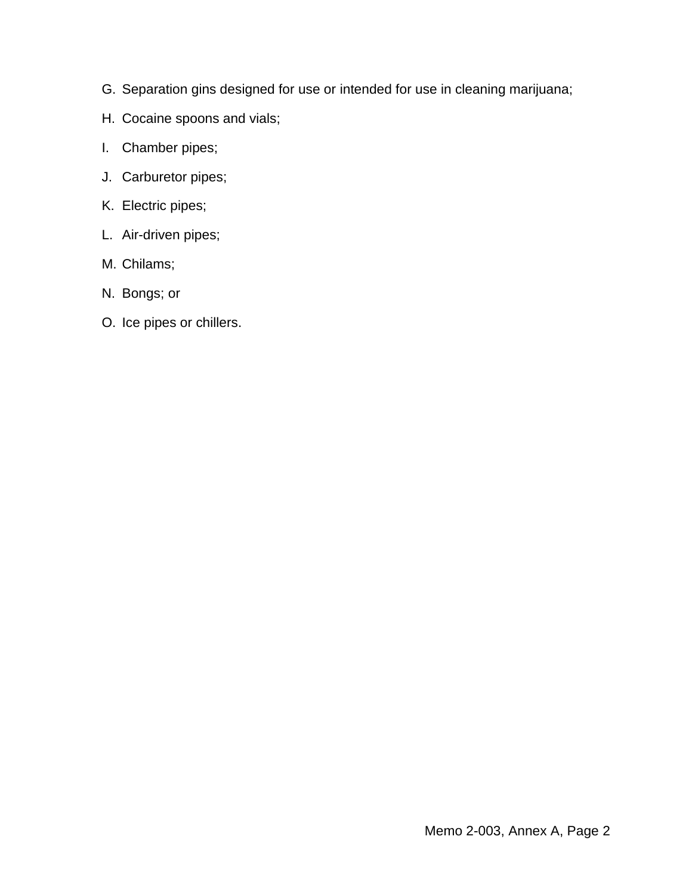G. Separation gins designed for use or intended for use in cleaning marijuana;

H. Cocaine spoons and vials;

I. Chamber pipes;

J. Carburetor pipes;

K. Electric pipes;

L. Air-driven pipes;

M. Chilams;

N. Bongs; or

O. Ice pipes or chillers.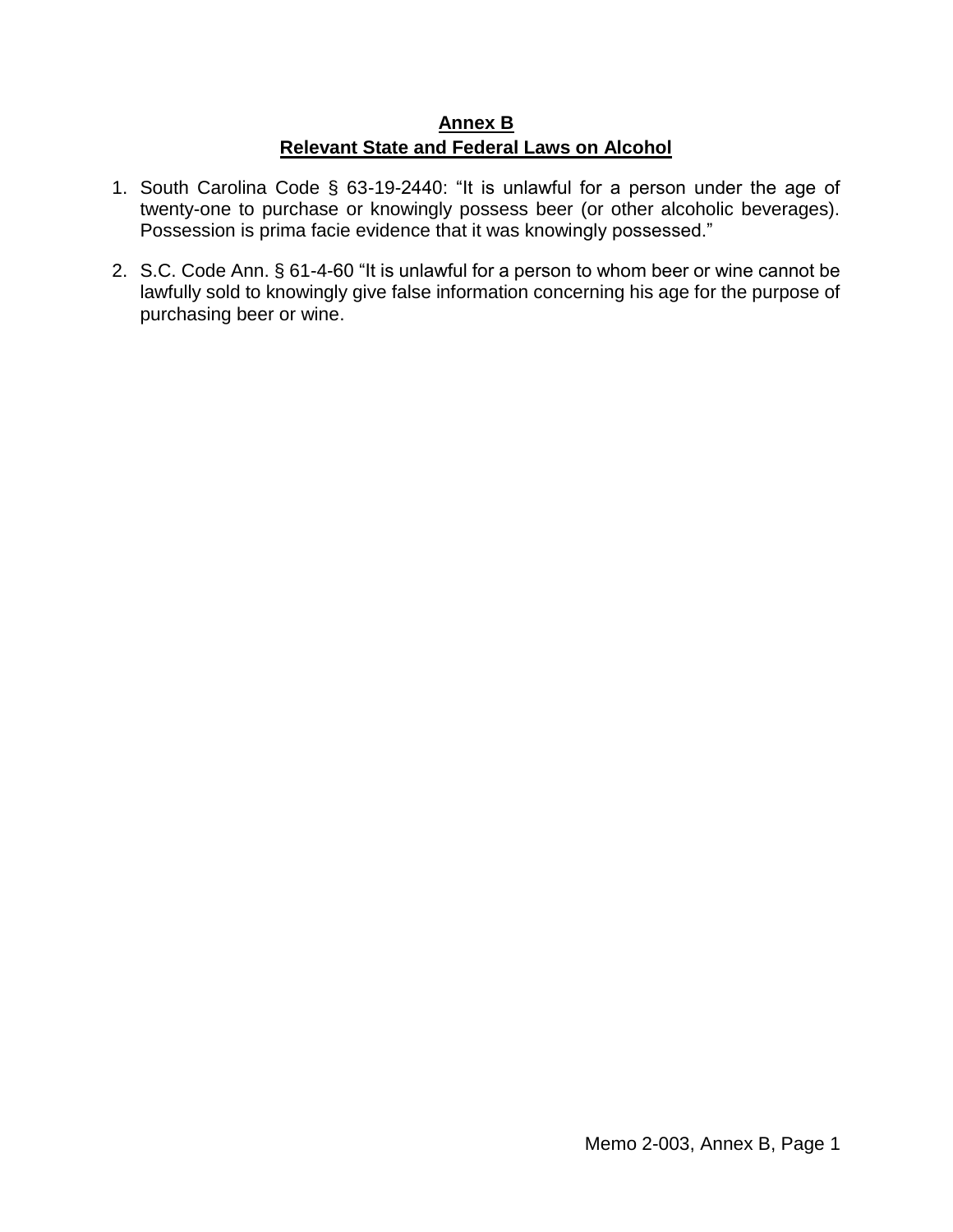**Annex B**

**Relevant State and Federal Laws on Alcohol**

1. South Carolina Code § 63-19-2440: "It is unlawful for a person under the age of twenty-one to purchase or knowingly possess beer (or other alcoholic beverages). Possession is prima facie evidence that it was knowingly possessed."

2. S.C. Code Ann. § 61-4-60 "It is unlawful for a person to whom beer or wine cannot be lawfully sold to knowingly give false information concerning his age for the purpose of purchasing beer or wine.